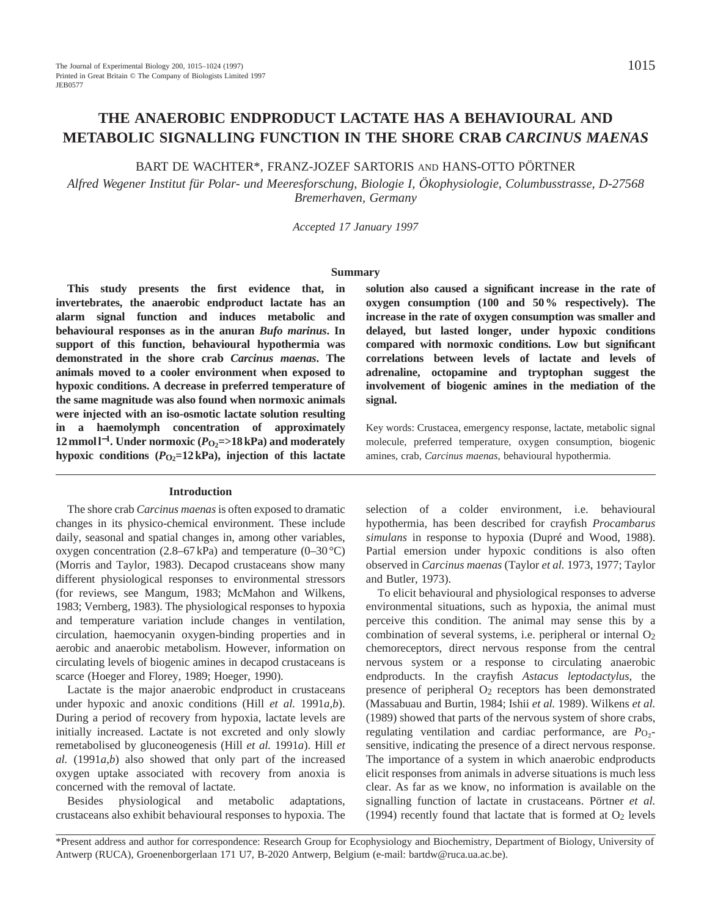# THE ANAEROBIC ENDPRODUCT LACTATE HAS A BEHAVIOURAL AND METABOLIC SIGNALLING FUNCTION IN THE SHORE CRAB *CARCINUS MAENAS*

BART DE WACHTER*, FRANZ-JOZEF SARTORIS AND HANS-OTTO PÖRTNER

*Alfred Wegener Institut für Polar- und Meeresforschung, Biologie I, Ökophysiologie, Columbusstrasse, D-27568 Bremerhaven, Germany*

*Accepted 17 January 1997*

## Summary

**This study presents the first evidence that, in invertebrates, the anaerobic endproduct lactate has an alarm signal function and induces metabolic and behavioural responses as in the anuran *Bufo marinus*. In support of this function, behavioural hypothermia was demonstrated in the shore crab *Carcinus maenas*. The animals moved to a cooler environment when exposed to hypoxic conditions. A decrease in preferred temperature of the same magnitude was also found when normoxic animals were injected with an iso-osmotic lactate solution resulting in a haemolymph concentration of approximately 12 mmol l$^{-1}$. Under normoxic ($P_{O_2}$=>18 kPa) and moderately hypoxic conditions ($P_{O_2}$=12 kPa), injection of this lactate solution also caused a significant increase in the rate of oxygen consumption (100 and 50 % respectively). The increase in the rate of oxygen consumption was smaller and delayed, but lasted longer, under hypoxic conditions compared with normoxic conditions. Low but significant correlations between levels of lactate and levels of adrenaline, octopamine and tryptophan suggest the involvement of biogenic amines in the mediation of the signal.**

Key words: Crustacea, emergency response, lactate, metabolic signal molecule, preferred temperature, oxygen consumption, biogenic amines, crab, *Carcinus maenas*, behavioural hypothermia.

## Introduction

The shore crab *Carcinus maenas* is often exposed to dramatic changes in its physico-chemical environment. These include daily, seasonal and spatial changes in, among other variables, oxygen concentration (2.8–67 kPa) and temperature (0–30 °C) (Morris and Taylor, 1983). Decapod crustaceans show many different physiological responses to environmental stressors (for reviews, see Mangum, 1983; McMahon and Wilkens, 1983; Vernberg, 1983). The physiological responses to hypoxia and temperature variation include changes in ventilation, circulation, haemocyanin oxygen-binding properties and in aerobic and anaerobic metabolism. However, information on circulating levels of biogenic amines in decapod crustaceans is scarce (Hoeger and Florey, 1989; Hoeger, 1990).

Lactate is the major anaerobic endproduct in crustaceans under hypoxic and anoxic conditions (Hill *et al.* 1991*a*,*b*). During a period of recovery from hypoxia, lactate levels are initially increased. Lactate is not excreted and only slowly remetabolised by gluconeogenesis (Hill *et al.* 1991*a*). Hill *et al.* (1991*a*,*b*) also showed that only part of the increased oxygen uptake associated with recovery from anoxia is concerned with the removal of lactate.

Besides physiological and metabolic adaptations, crustaceans also exhibit behavioural responses to hypoxia. The selection of a colder environment, i.e. behavioural hypothermia, has been described for crayfish *Procambarus simulans* in response to hypoxia (Dupré and Wood, 1988). Partial emersion under hypoxic conditions is also often observed in *Carcinus maenas* (Taylor *et al.* 1973, 1977; Taylor and Butler, 1973).

To elicit behavioural and physiological responses to adverse environmental situations, such as hypoxia, the animal must perceive this condition. The animal may sense this by a combination of several systems, i.e. peripheral or internal $O_2$ chemoreceptors, direct nervous response from the central nervous system or a response to circulating anaerobic endproducts. In the crayfish *Astacus leptodactylus*, the presence of peripheral $O_2$ receptors has been demonstrated (Massabuau and Burtin, 1984; Ishii *et al.* 1989). Wilkens *et al.* (1989) showed that parts of the nervous system of shore crabs, regulating ventilation and cardiac performance, are $P_{O_2}$-sensitive, indicating the presence of a direct nervous response. The importance of a system in which anaerobic endproducts elicit responses from animals in adverse situations is much less clear. As far as we know, no information is available on the signalling function of lactate in crustaceans. Pörtner *et al.* (1994) recently found that lactate that is formed at $O_2$ levels

*Present address and author for correspondence: Research Group for Ecophysiology and Biochemistry, Department of Biology, University of Antwerp (RUCA), Groenenborgerlaan 171 U7, B-2020 Antwerp, Belgium (e-mail: bartdw@ruca.ua.ac.be).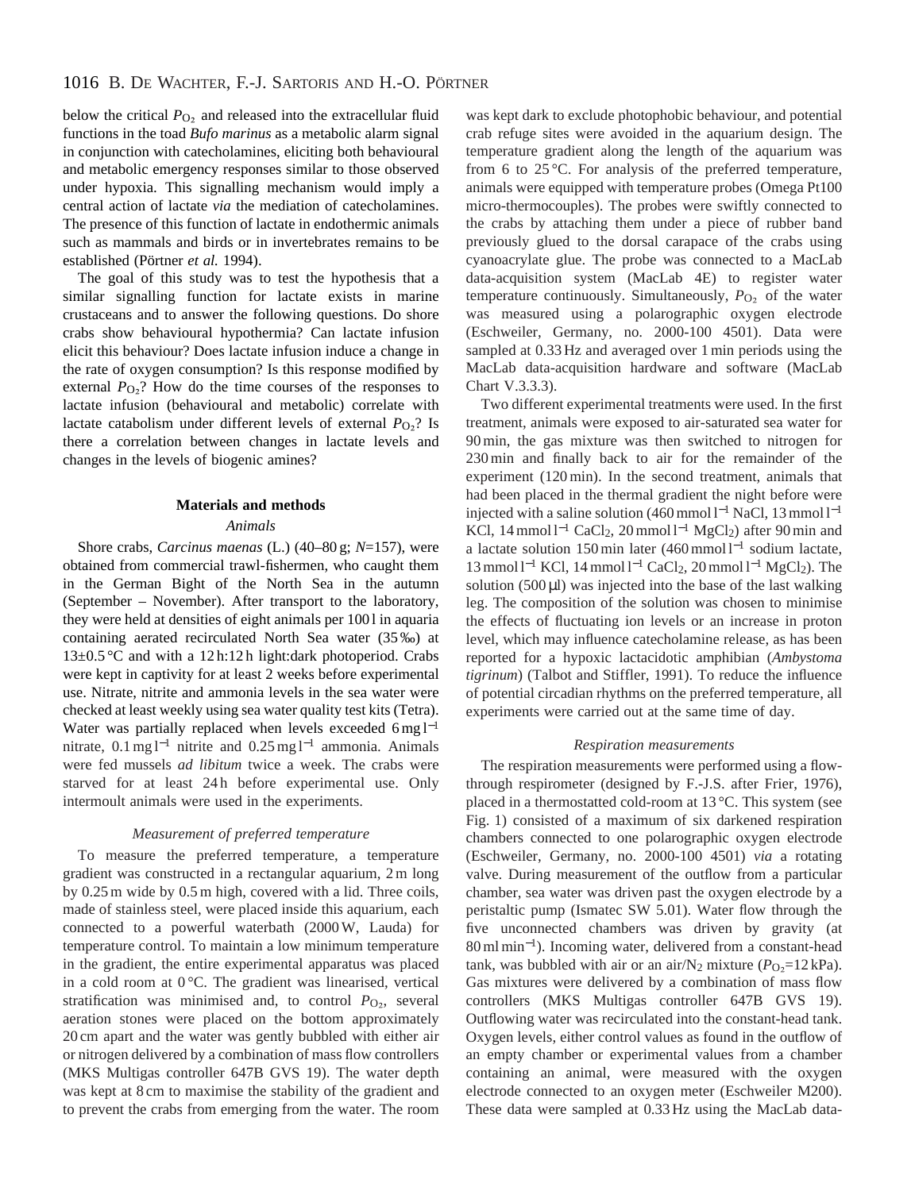below the critical $P_{O_2}$ and released into the extracellular fluid functions in the toad *Bufo marinus* as a metabolic alarm signal in conjunction with catecholamines, eliciting both behavioural and metabolic emergency responses similar to those observed under hypoxia. This signalling mechanism would imply a central action of lactate *via* the mediation of catecholamines. The presence of this function of lactate in endothermic animals such as mammals and birds or in invertebrates remains to be established (Pörtner *et al.* 1994).

The goal of this study was to test the hypothesis that a similar signalling function for lactate exists in marine crustaceans and to answer the following questions. Do shore crabs show behavioural hypothermia? Can lactate infusion elicit this behaviour? Does lactate infusion induce a change in the rate of oxygen consumption? Is this response modified by external $P_{O_2}$? How do the time courses of the responses to lactate infusion (behavioural and metabolic) correlate with lactate catabolism under different levels of external $P_{O_2}$? Is there a correlation between changes in lactate levels and changes in the levels of biogenic amines?

## Materials and methods

### Animals

Shore crabs, *Carcinus maenas* (L.) (40–80 g; $N$=157), were obtained from commercial trawl-fishermen, who caught them in the German Bight of the North Sea in the autumn (September – November). After transport to the laboratory, they were held at densities of eight animals per 100 l in aquaria containing aerated recirculated North Sea water (35 ‰) at 13±0.5 °C and with a 12 h:12 h light:dark photoperiod. Crabs were kept in captivity for at least 2 weeks before experimental use. Nitrate, nitrite and ammonia levels in the sea water were checked at least weekly using sea water quality test kits (Tetra). Water was partially replaced when levels exceeded 6 mg l$^{-1}$ nitrate, 0.1 mg l$^{-1}$ nitrite and 0.25 mg l$^{-1}$ ammonia. Animals were fed mussels *ad libitum* twice a week. The crabs were starved for at least 24 h before experimental use. Only intermoult animals were used in the experiments.

### Measurement of preferred temperature

To measure the preferred temperature, a temperature gradient was constructed in a rectangular aquarium, 2 m long by 0.25 m wide by 0.5 m high, covered with a lid. Three coils, made of stainless steel, were placed inside this aquarium, each connected to a powerful waterbath (2000 W, Lauda) for temperature control. To maintain a low minimum temperature in the gradient, the entire experimental apparatus was placed in a cold room at 0 °C. The gradient was linearised, vertical stratification was minimised and, to control $P_{O_2}$, several aeration stones were placed on the bottom approximately 20 cm apart and the water was gently bubbled with either air or nitrogen delivered by a combination of mass flow controllers (MKS Multigas controller 647B GVS 19). The water depth was kept at 8 cm to maximise the stability of the gradient and to prevent the crabs from emerging from the water. The room was kept dark to exclude photophobic behaviour, and potential crab refuge sites were avoided in the aquarium design. The temperature gradient along the length of the aquarium was from 6 to 25 °C. For analysis of the preferred temperature, animals were equipped with temperature probes (Omega Pt100 micro-thermocouples). The probes were swiftly connected to the crabs by attaching them under a piece of rubber band previously glued to the dorsal carapace of the crabs using cyanoacrylate glue. The probe was connected to a MacLab data-acquisition system (MacLab 4E) to register water temperature continuously. Simultaneously, $P_{O_2}$ of the water was measured using a polarographic oxygen electrode (Eschweiler, Germany, no. 2000-100 4501). Data were sampled at 0.33 Hz and averaged over 1 min periods using the MacLab data-acquisition hardware and software (MacLab Chart V.3.3.3).

Two different experimental treatments were used. In the first treatment, animals were exposed to air-saturated sea water for 90 min, the gas mixture was then switched to nitrogen for 230 min and finally back to air for the remainder of the experiment (120 min). In the second treatment, animals that had been placed in the thermal gradient the night before were injected with a saline solution (460 mmol l$^{-1}$ NaCl, 13 mmol l$^{-1}$ KCl, 14 mmol l$^{-1}$ $CaCl_2$, 20 mmol l$^{-1}$ $MgCl_2$) after 90 min and a lactate solution 150 min later (460 mmol l$^{-1}$ sodium lactate, 13 mmol l$^{-1}$ KCl, 14 mmol l$^{-1}$ $CaCl_2$, 20 mmol l$^{-1}$ $MgCl_2$). The solution (500 µl) was injected into the base of the last walking leg. The composition of the solution was chosen to minimise the effects of fluctuating ion levels or an increase in proton level, which may influence catecholamine release, as has been reported for a hypoxic lactacidotic amphibian (*Ambystoma tigrinum*) (Talbot and Stiffler, 1991). To reduce the influence of potential circadian rhythms on the preferred temperature, all experiments were carried out at the same time of day.

### Respiration measurements

The respiration measurements were performed using a flow-through respirometer (designed by F.-J.S. after Frier, 1976), placed in a thermostatted cold-room at 13 °C. This system (see Fig. 1) consisted of a maximum of six darkened respiration chambers connected to one polarographic oxygen electrode (Eschweiler, Germany, no. 2000-100 4501) *via* a rotating valve. During measurement of the outflow from a particular chamber, sea water was driven past the oxygen electrode by a peristaltic pump (Ismatec SW 5.01). Water flow through the five unconnected chambers was driven by gravity (at 80 ml min$^{-1}$). Incoming water, delivered from a constant-head tank, was bubbled with air or an air/$N_2$ mixture ($P_{O_2}$=12 kPa). Gas mixtures were delivered by a combination of mass flow controllers (MKS Multigas controller 647B GVS 19). Outflowing water was recirculated into the constant-head tank. Oxygen levels, either control values as found in the outflow of an empty chamber or experimental values from a chamber containing an animal, were measured with the oxygen electrode connected to an oxygen meter (Eschweiler M200). These data were sampled at 0.33 Hz using the MacLab data-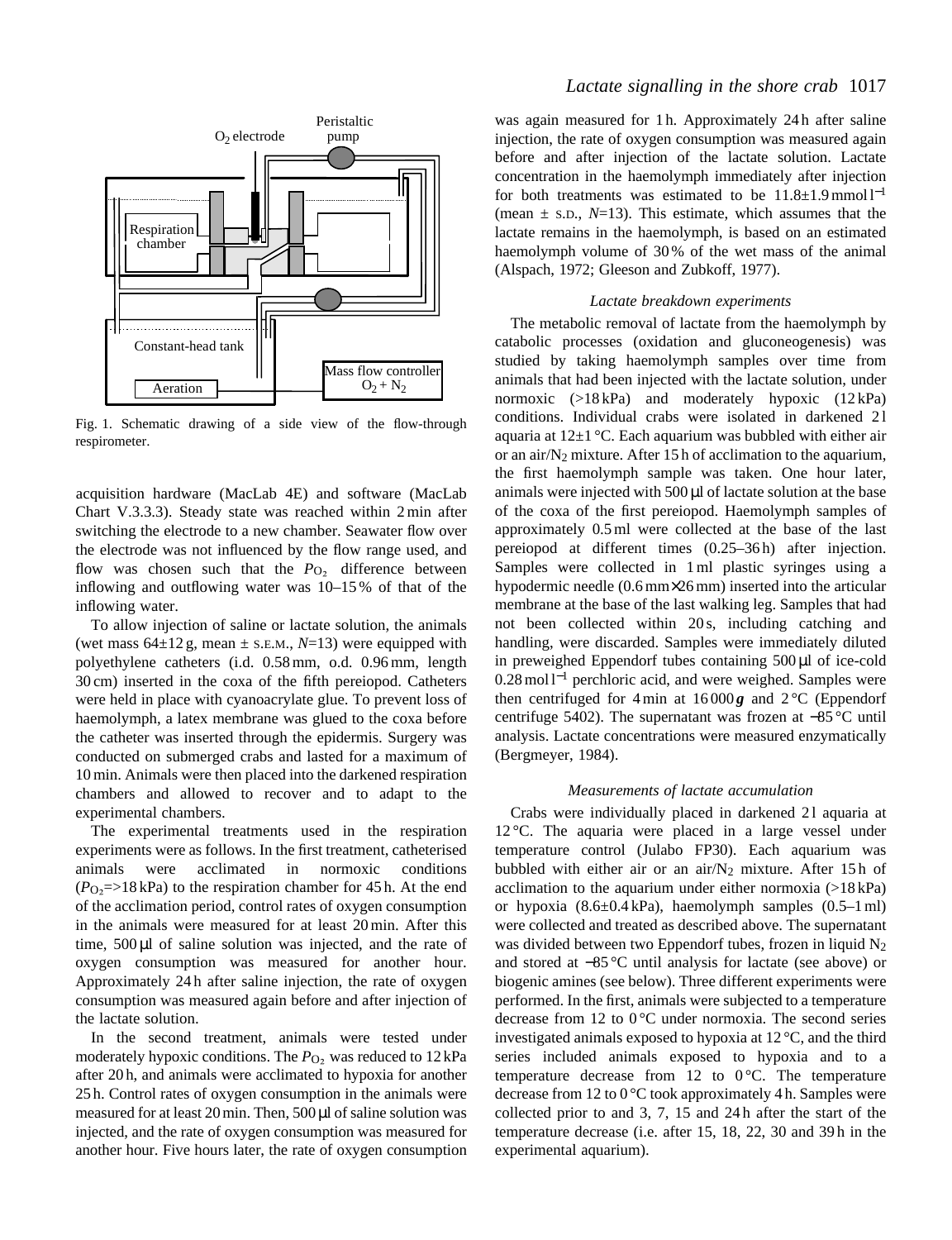Fig. 1. Schematic drawing of a side view of the flow-through respirometer.

acquisition hardware (MacLab 4E) and software (MacLab Chart V.3.3.3). Steady state was reached within 2 min after switching the electrode to a new chamber. Seawater flow over the electrode was not influenced by the flow range used, and flow was chosen such that the $P_{O_2}$ difference between inflowing and outflowing water was 10–15 % of that of the inflowing water.

To allow injection of saline or lactate solution, the animals (wet mass 64±12 g, mean ± S.E.M., $N$=13) were equipped with polyethylene catheters (i.d. 0.58 mm, o.d. 0.96 mm, length 30 cm) inserted in the coxa of the fifth pereiopod. Catheters were held in place with cyanoacrylate glue. To prevent loss of haemolymph, a latex membrane was glued to the coxa before the catheter was inserted through the epidermis. Surgery was conducted on submerged crabs and lasted for a maximum of 10 min. Animals were then placed into the darkened respiration chambers and allowed to recover and to adapt to the experimental chambers.

The experimental treatments used in the respiration experiments were as follows. In the first treatment, catheterised animals were acclimated in normoxic conditions ($P_{O_2}$=>18 kPa) to the respiration chamber for 45 h. At the end of the acclimation period, control rates of oxygen consumption in the animals were measured for at least 20 min. After this time, 500 µl of saline solution was injected, and the rate of oxygen consumption was measured for another hour. Approximately 24 h after saline injection, the rate of oxygen consumption was measured again before and after injection of the lactate solution.

In the second treatment, animals were tested under moderately hypoxic conditions. The $P_{O_2}$ was reduced to 12 kPa after 20 h, and animals were acclimated to hypoxia for another 25 h. Control rates of oxygen consumption in the animals were measured for at least 20 min. Then, 500 µl of saline solution was injected, and the rate of oxygen consumption was measured for another hour. Five hours later, the rate of oxygen consumption was again measured for 1 h. Approximately 24 h after saline injection, the rate of oxygen consumption was measured again before and after injection of the lactate solution. Lactate concentration in the haemolymph immediately after injection for both treatments was estimated to be 11.8±1.9 mmol l$^{-1}$ (mean ± S.D., $N$=13). This estimate, which assumes that the lactate remains in the haemolymph, is based on an estimated haemolymph volume of 30 % of the wet mass of the animal (Alspach, 1972; Gleeson and Zubkoff, 1977).

### *Lactate breakdown experiments*

The metabolic removal of lactate from the haemolymph by catabolic processes (oxidation and gluconeogenesis) was studied by taking haemolymph samples over time from animals that had been injected with the lactate solution, under normoxic (>18 kPa) and moderately hypoxic (12 kPa) conditions. Individual crabs were isolated in darkened 2 l aquaria at 12±1 °C. Each aquarium was bubbled with either air or an air/$N_2$ mixture. After 15 h of acclimation to the aquarium, the first haemolymph sample was taken. One hour later, animals were injected with 500 µl of lactate solution at the base of the coxa of the first pereiopod. Haemolymph samples of approximately 0.5 ml were collected at the base of the last pereiopod at different times (0.25–36 h) after injection. Samples were collected in 1 ml plastic syringes using a hypodermic needle (0.6 mm×26 mm) inserted into the articular membrane at the base of the last walking leg. Samples that had not been collected within 20 s, including catching and handling, were discarded. Samples were immediately diluted in preweighed Eppendorf tubes containing 500 µl of ice-cold 0.28 mol l$^{-1}$ perchloric acid, and were weighed. Samples were then centrifuged for 4 min at 16 000 ***g*** and 2 °C (Eppendorf centrifuge 5402). The supernatant was frozen at −85 °C until analysis. Lactate concentrations were measured enzymatically (Bergmeyer, 1984).

### *Measurements of lactate accumulation*

Crabs were individually placed in darkened 2 l aquaria at 12 °C. The aquaria were placed in a large vessel under temperature control (Julabo FP30). Each aquarium was bubbled with either air or an air/$N_2$ mixture. After 15 h of acclimation to the aquarium under either normoxia (>18 kPa) or hypoxia (8.6±0.4 kPa), haemolymph samples (0.5–1 ml) were collected and treated as described above. The supernatant was divided between two Eppendorf tubes, frozen in liquid $N_2$ and stored at −85 °C until analysis for lactate (see above) or biogenic amines (see below). Three different experiments were performed. In the first, animals were subjected to a temperature decrease from 12 to 0 °C under normoxia. The second series investigated animals exposed to hypoxia at 12 °C, and the third series included animals exposed to hypoxia and to a temperature decrease from 12 to 0 °C. The temperature decrease from 12 to 0 °C took approximately 4 h. Samples were collected prior to and 3, 7, 15 and 24 h after the start of the temperature decrease (i.e. after 15, 18, 22, 30 and 39 h in the experimental aquarium).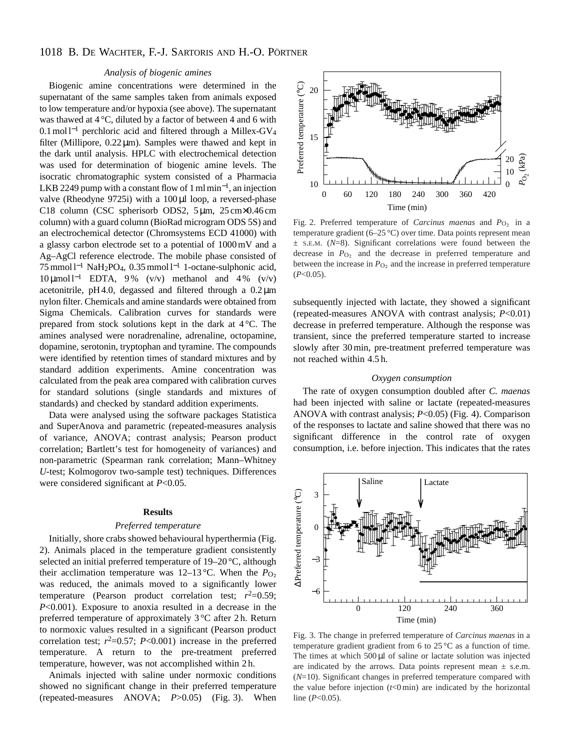### Analysis of biogenic amines

Biogenic amine concentrations were determined in the supernatant of the same samples taken from animals exposed to low temperature and/or hypoxia (see above). The supernatant was thawed at 4 °C, diluted by a factor of between 4 and 6 with $0.1\,mol\,l^{-1}$ perchloric acid and filtered through a Millex-GV$_4$ filter (Millipore, 0.22 µm). Samples were thawed and kept in the dark until analysis. HPLC with electrochemical detection was used for determination of biogenic amine levels. The isocratic chromatographic system consisted of a Pharmacia LKB 2249 pump with a constant flow of $1\,ml\,min^{-1}$, an injection valve (Rheodyne 9725i) with a 100 µl loop, a reversed-phase C18 column (CSC spherisorb ODS2, 5 µm, 25 cm×0.46 cm column) with a guard column (BioRad microgram ODS 5S) and an electrochemical detector (Chromsystems ECD 41000) with a glassy carbon electrode set to a potential of 1000 mV and a Ag–AgCl reference electrode. The mobile phase consisted of $75\,mmol\,l^{-1}$ $NaH_2PO_4$, $0.35\,mmol\,l^{-1}$ 1-octane-sulphonic acid, $10\,\mu mol\,l^{-1}$ EDTA, 9 % (v/v) methanol and 4 % (v/v) acetonitrile, pH 4.0, degassed and filtered through a 0.2 µm nylon filter. Chemicals and amine standards were obtained from Sigma Chemicals. Calibration curves for standards were prepared from stock solutions kept in the dark at 4 °C. The amines analysed were noradrenaline, adrenaline, octopamine, dopamine, serotonin, tryptophan and tyramine. The compounds were identified by retention times of standard mixtures and by standard addition experiments. Amine concentration was calculated from the peak area compared with calibration curves for standard solutions (single standards and mixtures of standards) and checked by standard addition experiments.

Data were analysed using the software packages Statistica and SuperAnova and parametric (repeated-measures analysis of variance, ANOVA; contrast analysis; Pearson product correlation; Bartlett's test for homogeneity of variances) and non-parametric (Spearman rank correlation; Mann–Whitney *U*-test; Kolmogorov two-sample test) techniques. Differences were considered significant at $P<0.05$.

## Results

### Preferred temperature

Initially, shore crabs showed behavioural hyperthermia (Fig. 2). Animals placed in the temperature gradient consistently selected an initial preferred temperature of 19–20 °C, although their acclimation temperature was 12–13 °C. When the $P_{O_2}$ was reduced, the animals moved to a significantly lower temperature (Pearson product correlation test; $r^2=0.59$; $P<0.001$). Exposure to anoxia resulted in a decrease in the preferred temperature of approximately 3 °C after 2 h. Return to normoxic values resulted in a significant (Pearson product correlation test; $r^2=0.57$; $P<0.001$) increase in the preferred temperature. A return to the pre-treatment preferred temperature, however, was not accomplished within 2 h.

Animals injected with saline under normoxic conditions showed no significant change in their preferred temperature (repeated-measures ANOVA; $P>0.05$) (Fig. 3). When subsequently injected with lactate, they showed a significant (repeated-measures ANOVA with contrast analysis; $P<0.01$) decrease in preferred temperature. Although the response was transient, since the preferred temperature started to increase slowly after 30 min, pre-treatment preferred temperature was not reached within 4.5 h.

Fig. 2. Preferred temperature of *Carcinus maenas* and $P_{O_2}$ in a temperature gradient (6–25 °C) over time. Data points represent mean ± S.E.M. ($N=8$). Significant correlations were found between the decrease in $P_{O_2}$ and the decrease in preferred temperature and between the increase in $P_{O_2}$ and the increase in preferred temperature ($P<0.05$).

### Oxygen consumption

The rate of oxygen consumption doubled after *C. maenas* had been injected with saline or lactate (repeated-measures ANOVA with contrast analysis; $P<0.05$) (Fig. 4). Comparison of the responses to lactate and saline showed that there was no significant difference in the control rate of oxygen consumption, i.e. before injection. This indicates that the rates

Fig. 3. The change in preferred temperature of *Carcinus maenas* in a temperature gradient gradient from 6 to 25 °C as a function of time. The times at which 500 µl of saline or lactate solution was injected are indicated by the arrows. Data points represent mean ± s.e.m. ($N=10$). Significant changes in preferred temperature compared with the value before injection ($t<0$ min) are indicated by the horizontal line ($P<0.05$).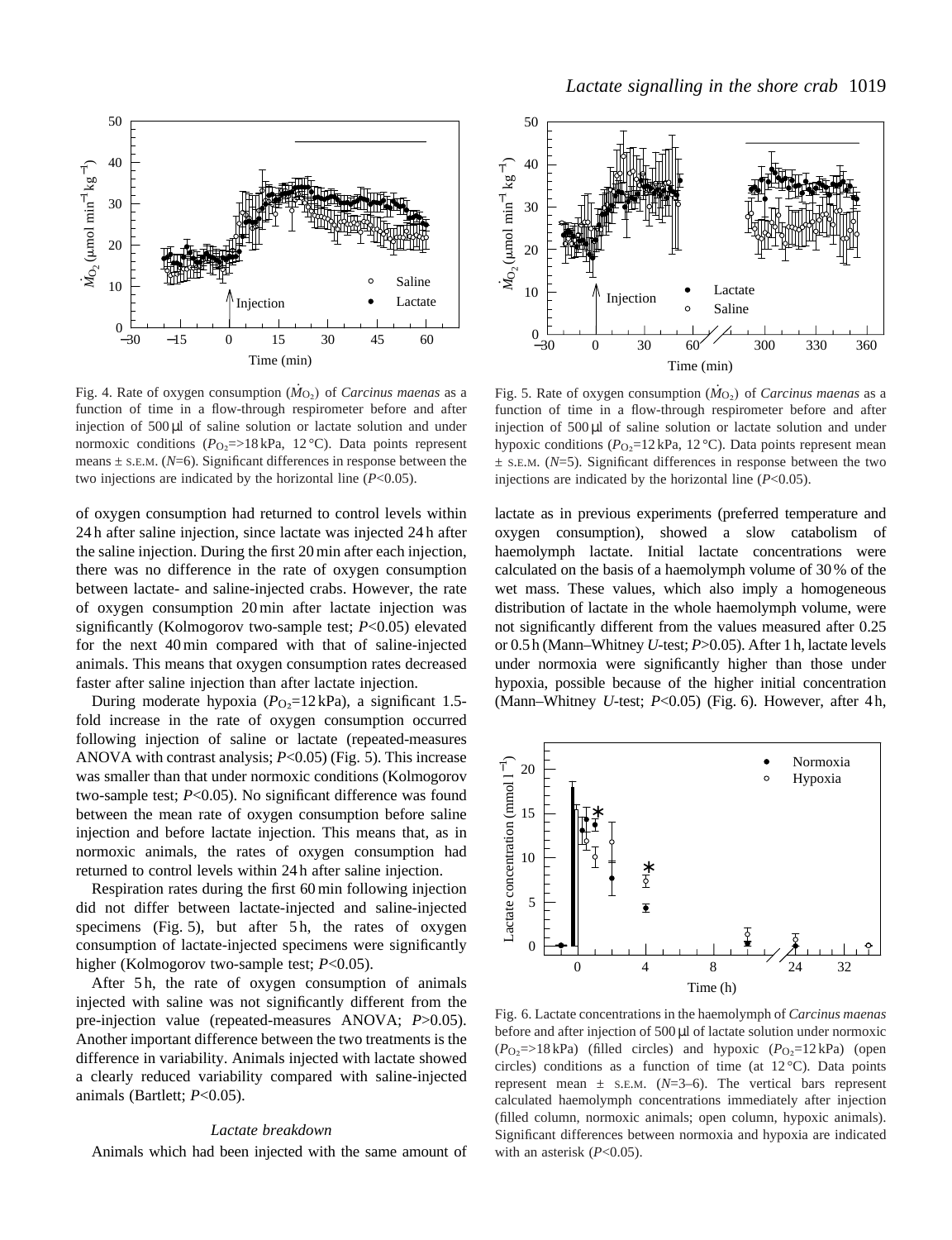Fig. 4. Rate of oxygen consumption ($\dot{M}_{O_2}$) of *Carcinus maenas* as a function of time in a flow-through respirometer before and after injection of 500 µl of saline solution or lactate solution and under normoxic conditions ($P_{O_2}$=>18 kPa, 12 °C). Data points represent means ± S.E.M. ($N$=6). Significant differences in response between the two injections are indicated by the horizontal line ($P$<0.05).

Fig. 5. Rate of oxygen consumption ($\dot{M}_{O_2}$) of *Carcinus maenas* as a function of time in a flow-through respirometer before and after injection of 500 µl of saline solution or lactate solution and under hypoxic conditions ($P_{O_2}$=12 kPa, 12 °C). Data points represent mean ± S.E.M. ($N$=5). Significant differences in response between the two injections are indicated by the horizontal line ($P$<0.05).

of oxygen consumption had returned to control levels within 24 h after saline injection, since lactate was injected 24 h after the saline injection. During the first 20 min after each injection, there was no difference in the rate of oxygen consumption between lactate- and saline-injected crabs. However, the rate of oxygen consumption 20 min after lactate injection was significantly (Kolmogorov two-sample test; $P$<0.05) elevated for the next 40 min compared with that of saline-injected animals. This means that oxygen consumption rates decreased faster after saline injection than after lactate injection.

During moderate hypoxia ($P_{O_2}$=12 kPa), a significant 1.5-fold increase in the rate of oxygen consumption occurred following injection of saline or lactate (repeated-measures ANOVA with contrast analysis; $P$<0.05) (Fig. 5). This increase was smaller than that under normoxic conditions (Kolmogorov two-sample test; $P$<0.05). No significant difference was found between the mean rate of oxygen consumption before saline injection and before lactate injection. This means that, as in normoxic animals, the rates of oxygen consumption had returned to control levels within 24 h after saline injection.

Respiration rates during the first 60 min following injection did not differ between lactate-injected and saline-injected specimens (Fig. 5), but after 5 h, the rates of oxygen consumption of lactate-injected specimens were significantly higher (Kolmogorov two-sample test; $P$<0.05).

After 5 h, the rate of oxygen consumption of animals injected with saline was not significantly different from the pre-injection value (repeated-measures ANOVA; $P$>0.05). Another important difference between the two treatments is the difference in variability. Animals injected with lactate showed a clearly reduced variability compared with saline-injected animals (Bartlett; $P$<0.05).

### *Lactate breakdown*

Animals which had been injected with the same amount of lactate as in previous experiments (preferred temperature and oxygen consumption), showed a slow catabolism of haemolymph lactate. Initial lactate concentrations were calculated on the basis of a haemolymph volume of 30 % of the wet mass. These values, which also imply a homogeneous distribution of lactate in the whole haemolymph volume, were not significantly different from the values measured after 0.25 or 0.5 h (Mann–Whitney $U$-test; $P$>0.05). After 1 h, lactate levels under normoxia were significantly higher than those under hypoxia, possible because of the higher initial concentration (Mann–Whitney $U$-test; $P$<0.05) (Fig. 6). However, after 4 h,

Fig. 6. Lactate concentrations in the haemolymph of *Carcinus maenas* before and after injection of 500 µl of lactate solution under normoxic ($P_{O_2}$=>18 kPa) (filled circles) and hypoxic ($P_{O_2}$=12 kPa) (open circles) conditions as a function of time (at 12 °C). Data points represent mean ± S.E.M. ($N$=3–6). The vertical bars represent calculated haemolymph concentrations immediately after injection (filled column, normoxic animals; open column, hypoxic animals). Significant differences between normoxia and hypoxia are indicated with an asterisk ($P$<0.05).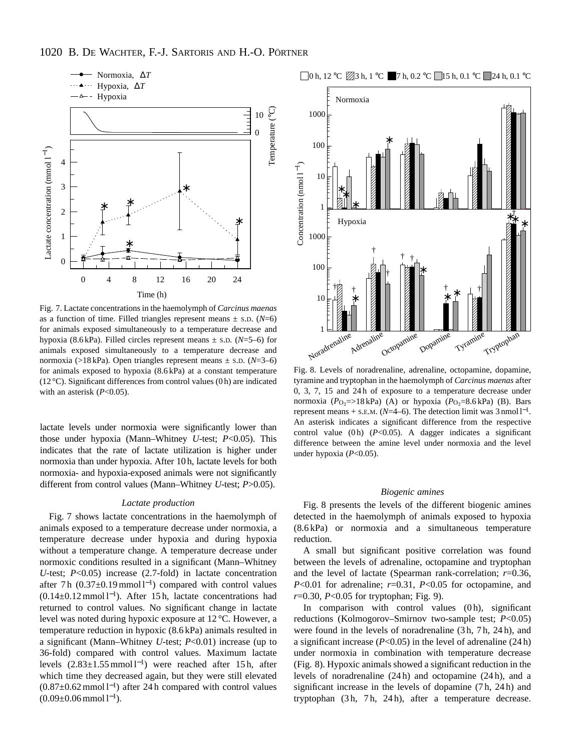Fig. 7. Lactate concentrations in the haemolymph of *Carcinus maenas* as a function of time. Filled triangles represent means ± S.D. ($N$=6) for animals exposed simultaneously to a temperature decrease and hypoxia (8.6 kPa). Filled circles represent means ± S.D. ($N$=5–6) for animals exposed simultaneously to a temperature decrease and normoxia (>18 kPa). Open triangles represent means ± S.D. ($N$=3–6) for animals exposed to hypoxia (8.6 kPa) at a constant temperature (12 °C). Significant differences from control values (0 h) are indicated with an asterisk ($P$<0.05).

Fig. 8. Levels of noradrenaline, adrenaline, octopamine, dopamine, tyramine and tryptophan in the haemolymph of *Carcinus maenas* after 0, 3, 7, 15 and 24 h of exposure to a temperature decrease under normoxia ($P_{O_2}$=>18 kPa) (A) or hypoxia ($P_{O_2}$=8.6 kPa) (B). Bars represent means + S.E.M. ($N$=4–6). The detection limit was 3 nmol l$^{-1}$. An asterisk indicates a significant difference from the respective control value (0 h) ($P$<0.05). A dagger indicates a significant difference between the amine level under normoxia and the level under hypoxia ($P$<0.05).

lactate levels under normoxia were significantly lower than those under hypoxia (Mann–Whitney $U$-test; $P$<0.05). This indicates that the rate of lactate utilization is higher under normoxia than under hypoxia. After 10 h, lactate levels for both normoxia- and hypoxia-exposed animals were not significantly different from control values (Mann–Whitney $U$-test; $P$>0.05).

### *Lactate production*

Fig. 7 shows lactate concentrations in the haemolymph of animals exposed to a temperature decrease under normoxia, a temperature decrease under hypoxia and during hypoxia without a temperature change. A temperature decrease under normoxic conditions resulted in a significant (Mann–Whitney $U$-test; $P$<0.05) increase (2.7-fold) in lactate concentration after 7 h (0.37±0.19 mmol l$^{-1}$) compared with control values (0.14±0.12 mmol l$^{-1}$). After 15 h, lactate concentrations had returned to control values. No significant change in lactate level was noted during hypoxic exposure at 12 °C. However, a temperature reduction in hypoxic (8.6 kPa) animals resulted in a significant (Mann–Whitney $U$-test; $P$<0.01) increase (up to 36-fold) compared with control values. Maximum lactate levels (2.83±1.55 mmol l$^{-1}$) were reached after 15 h, after which time they decreased again, but they were still elevated (0.87±0.62 mmol l$^{-1}$) after 24 h compared with control values (0.09±0.06 mmol l$^{-1}$).

### *Biogenic amines*

Fig. 8 presents the levels of the different biogenic amines detected in the haemolymph of animals exposed to hypoxia (8.6 kPa) or normoxia and a simultaneous temperature reduction.

A small but significant positive correlation was found between the levels of adrenaline, octopamine and tryptophan and the level of lactate (Spearman rank-correlation; $r$=0.36, $P$<0.01 for adrenaline; $r$=0.31, $P$<0.05 for octopamine, and $r$=0.30, $P$<0.05 for tryptophan; Fig. 9).

In comparison with control values (0 h), significant reductions (Kolmogorov–Smirnov two-sample test; $P$<0.05) were found in the levels of noradrenaline (3 h, 7 h, 24 h), and a significant increase ($P$<0.05) in the level of adrenaline (24 h) under normoxia in combination with temperature decrease (Fig. 8). Hypoxic animals showed a significant reduction in the levels of noradrenaline (24 h) and octopamine (24 h), and a significant increase in the levels of dopamine (7 h, 24 h) and tryptophan (3 h, 7 h, 24 h), after a temperature decrease.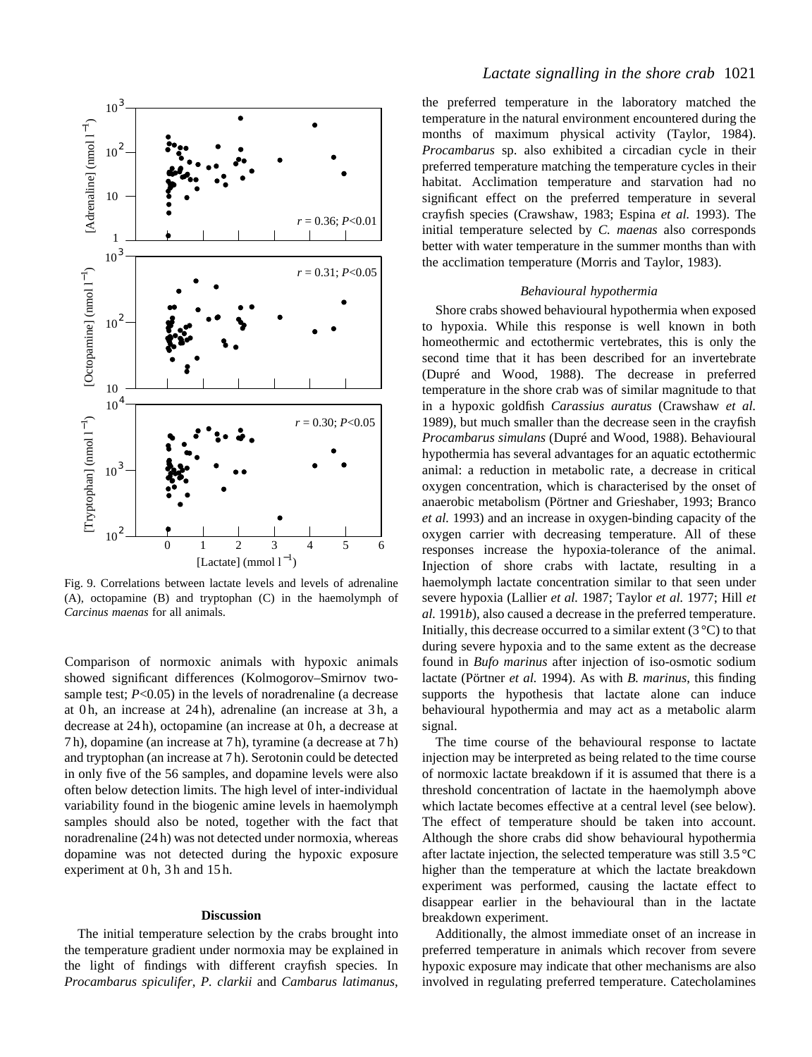Fig. 9. Correlations between lactate levels and levels of adrenaline (A), octopamine (B) and tryptophan (C) in the haemolymph of *Carcinus maenas* for all animals.

Comparison of normoxic animals with hypoxic animals showed significant differences (Kolmogorov–Smirnov two-sample test; $P<0.05$) in the levels of noradrenaline (a decrease at 0 h, an increase at 24 h), adrenaline (an increase at 3 h, a decrease at 24 h), octopamine (an increase at 0 h, a decrease at 7 h), dopamine (an increase at 7 h), tyramine (a decrease at 7 h) and tryptophan (an increase at 7 h). Serotonin could be detected in only five of the 56 samples, and dopamine levels were also often below detection limits. The high level of inter-individual variability found in the biogenic amine levels in haemolymph samples should also be noted, together with the fact that noradrenaline (24 h) was not detected under normoxia, whereas dopamine was not detected during the hypoxic exposure experiment at 0 h, 3 h and 15 h.

## Discussion

The initial temperature selection by the crabs brought into the temperature gradient under normoxia may be explained in the light of findings with different crayfish species. In *Procambarus spiculifer*, *P. clarkii* and *Cambarus latimanus*, the preferred temperature in the laboratory matched the temperature in the natural environment encountered during the months of maximum physical activity (Taylor, 1984). *Procambarus* sp. also exhibited a circadian cycle in their preferred temperature matching the temperature cycles in their habitat. Acclimation temperature and starvation had no significant effect on the preferred temperature in several crayfish species (Crawshaw, 1983; Espina *et al.* 1993). The initial temperature selected by *C. maenas* also corresponds better with water temperature in the summer months than with the acclimation temperature (Morris and Taylor, 1983).

### *Behavioural hypothermia*

Shore crabs showed behavioural hypothermia when exposed to hypoxia. While this response is well known in both homeothermic and ectothermic vertebrates, this is only the second time that it has been described for an invertebrate (Dupré and Wood, 1988). The decrease in preferred temperature in the shore crab was of similar magnitude to that in a hypoxic goldfish *Carassius auratus* (Crawshaw *et al.* 1989), but much smaller than the decrease seen in the crayfish *Procambarus simulans* (Dupré and Wood, 1988). Behavioural hypothermia has several advantages for an aquatic ectothermic animal: a reduction in metabolic rate, a decrease in critical oxygen concentration, which is characterised by the onset of anaerobic metabolism (Pörtner and Grieshaber, 1993; Branco *et al.* 1993) and an increase in oxygen-binding capacity of the oxygen carrier with decreasing temperature. All of these responses increase the hypoxia-tolerance of the animal. Injection of shore crabs with lactate, resulting in a haemolymph lactate concentration similar to that seen under severe hypoxia (Lallier *et al.* 1987; Taylor *et al.* 1977; Hill *et al.* 1991*b*), also caused a decrease in the preferred temperature. Initially, this decrease occurred to a similar extent (3 °C) to that during severe hypoxia and to the same extent as the decrease found in *Bufo marinus* after injection of iso-osmotic sodium lactate (Pörtner *et al.* 1994). As with *B. marinus*, this finding supports the hypothesis that lactate alone can induce behavioural hypothermia and may act as a metabolic alarm signal.

The time course of the behavioural response to lactate injection may be interpreted as being related to the time course of normoxic lactate breakdown if it is assumed that there is a threshold concentration of lactate in the haemolymph above which lactate becomes effective at a central level (see below). The effect of temperature should be taken into account. Although the shore crabs did show behavioural hypothermia after lactate injection, the selected temperature was still 3.5 °C higher than the temperature at which the lactate breakdown experiment was performed, causing the lactate effect to disappear earlier in the behavioural than in the lactate breakdown experiment.

Additionally, the almost immediate onset of an increase in preferred temperature in animals which recover from severe hypoxic exposure may indicate that other mechanisms are also involved in regulating preferred temperature. Catecholamines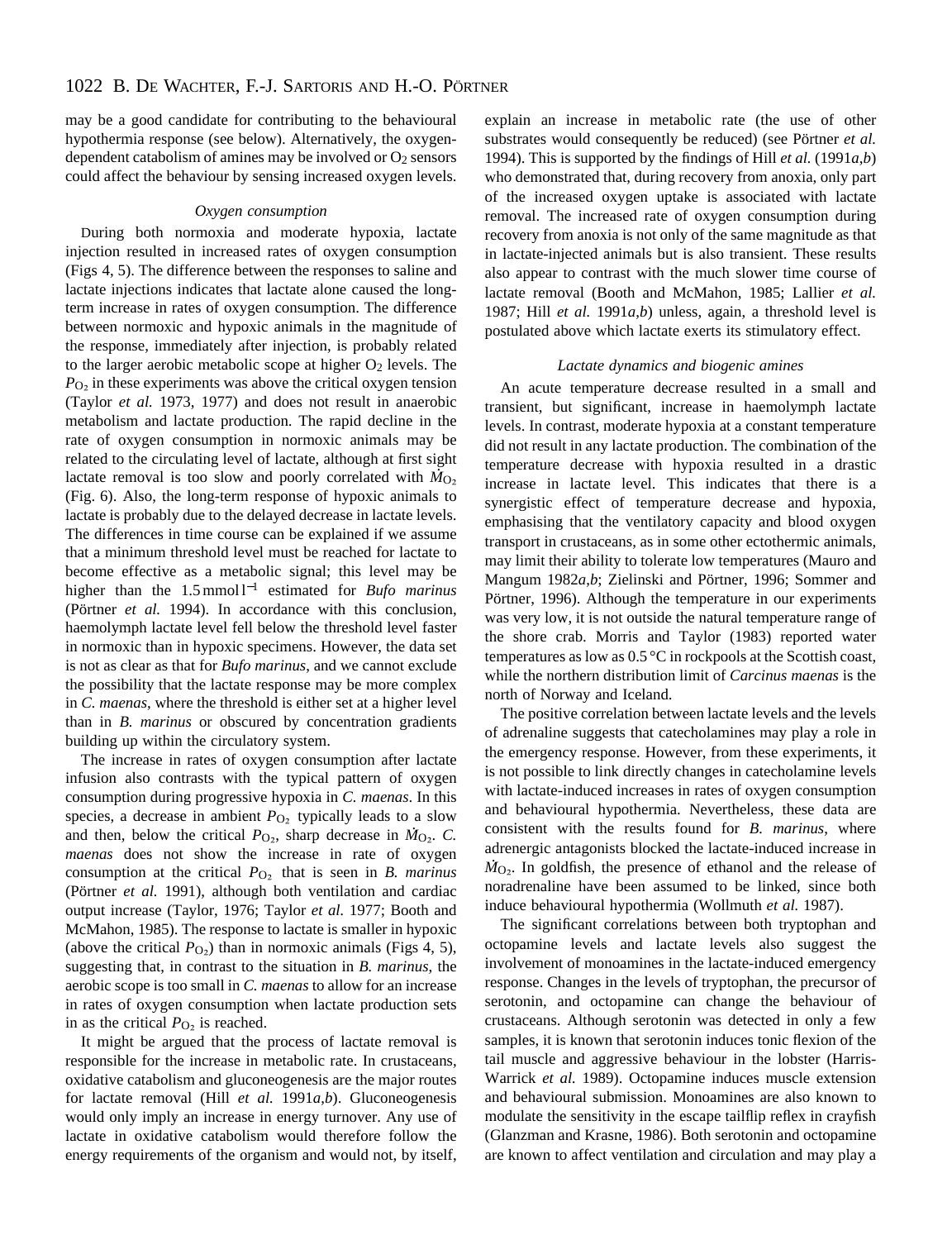may be a good candidate for contributing to the behavioural hypothermia response (see below). Alternatively, the oxygen-dependent catabolism of amines may be involved or $O_2$ sensors could affect the behaviour by sensing increased oxygen levels.

### *Oxygen consumption*

During both normoxia and moderate hypoxia, lactate injection resulted in increased rates of oxygen consumption (Figs 4, 5). The difference between the responses to saline and lactate injections indicates that lactate alone caused the long-term increase in rates of oxygen consumption. The difference between normoxic and hypoxic animals in the magnitude of the response, immediately after injection, is probably related to the larger aerobic metabolic scope at higher $O_2$ levels. The $P_{O_2}$ in these experiments was above the critical oxygen tension (Taylor *et al.* 1973, 1977) and does not result in anaerobic metabolism and lactate production. The rapid decline in the rate of oxygen consumption in normoxic animals may be related to the circulating level of lactate, although at first sight lactate removal is too slow and poorly correlated with $\dot{M}_{O_2}$ (Fig. 6). Also, the long-term response of hypoxic animals to lactate is probably due to the delayed decrease in lactate levels. The differences in time course can be explained if we assume that a minimum threshold level must be reached for lactate to become effective as a metabolic signal; this level may be higher than the $1.5\,\text{mmol}\,\text{l}^{-1}$ estimated for *Bufo marinus* (Pörtner *et al.* 1994). In accordance with this conclusion, haemolymph lactate level fell below the threshold level faster in normoxic than in hypoxic specimens. However, the data set is not as clear as that for *Bufo marinus*, and we cannot exclude the possibility that the lactate response may be more complex in *C. maenas*, where the threshold is either set at a higher level than in *B. marinus* or obscured by concentration gradients building up within the circulatory system.

The increase in rates of oxygen consumption after lactate infusion also contrasts with the typical pattern of oxygen consumption during progressive hypoxia in *C. maenas*. In this species, a decrease in ambient $P_{O_2}$ typically leads to a slow and then, below the critical $P_{O_2}$, sharp decrease in $\dot{M}_{O_2}$. *C. maenas* does not show the increase in rate of oxygen consumption at the critical $P_{O_2}$ that is seen in *B. marinus* (Pörtner *et al.* 1991), although both ventilation and cardiac output increase (Taylor, 1976; Taylor *et al.* 1977; Booth and McMahon, 1985). The response to lactate is smaller in hypoxic (above the critical $P_{O_2}$) than in normoxic animals (Figs 4, 5), suggesting that, in contrast to the situation in *B. marinus*, the aerobic scope is too small in *C. maenas* to allow for an increase in rates of oxygen consumption when lactate production sets in as the critical $P_{O_2}$ is reached.

It might be argued that the process of lactate removal is responsible for the increase in metabolic rate. In crustaceans, oxidative catabolism and gluconeogenesis are the major routes for lactate removal (Hill *et al.* 1991*a*,*b*). Gluconeogenesis would only imply an increase in energy turnover. Any use of lactate in oxidative catabolism would therefore follow the energy requirements of the organism and would not, by itself, explain an increase in metabolic rate (the use of other substrates would consequently be reduced) (see Pörtner *et al.* 1994). This is supported by the findings of Hill *et al.* (1991*a*,*b*) who demonstrated that, during recovery from anoxia, only part of the increased oxygen uptake is associated with lactate removal. The increased rate of oxygen consumption during recovery from anoxia is not only of the same magnitude as that in lactate-injected animals but is also transient. These results also appear to contrast with the much slower time course of lactate removal (Booth and McMahon, 1985; Lallier *et al.* 1987; Hill *et al.* 1991*a*,*b*) unless, again, a threshold level is postulated above which lactate exerts its stimulatory effect.

### *Lactate dynamics and biogenic amines*

An acute temperature decrease resulted in a small and transient, but significant, increase in haemolymph lactate levels. In contrast, moderate hypoxia at a constant temperature did not result in any lactate production. The combination of the temperature decrease with hypoxia resulted in a drastic increase in lactate level. This indicates that there is a synergistic effect of temperature decrease and hypoxia, emphasising that the ventilatory capacity and blood oxygen transport in crustaceans, as in some other ectothermic animals, may limit their ability to tolerate low temperatures (Mauro and Mangum 1982*a*,*b*; Zielinski and Pörtner, 1996; Sommer and Pörtner, 1996). Although the temperature in our experiments was very low, it is not outside the natural temperature range of the shore crab. Morris and Taylor (1983) reported water temperatures as low as 0.5 °C in rockpools at the Scottish coast, while the northern distribution limit of *Carcinus maenas* is the north of Norway and Iceland.

The positive correlation between lactate levels and the levels of adrenaline suggests that catecholamines may play a role in the emergency response. However, from these experiments, it is not possible to link directly changes in catecholamine levels with lactate-induced increases in rates of oxygen consumption and behavioural hypothermia. Nevertheless, these data are consistent with the results found for *B. marinus*, where adrenergic antagonists blocked the lactate-induced increase in $\dot{M}_{O_2}$. In goldfish, the presence of ethanol and the release of noradrenaline have been assumed to be linked, since both induce behavioural hypothermia (Wollmuth *et al.* 1987).

The significant correlations between both tryptophan and octopamine levels and lactate levels also suggest the involvement of monoamines in the lactate-induced emergency response. Changes in the levels of tryptophan, the precursor of serotonin, and octopamine can change the behaviour of crustaceans. Although serotonin was detected in only a few samples, it is known that serotonin induces tonic flexion of the tail muscle and aggressive behaviour in the lobster (Harris-Warrick *et al.* 1989). Octopamine induces muscle extension and behavioural submission. Monoamines are also known to modulate the sensitivity in the escape tailflip reflex in crayfish (Glanzman and Krasne, 1986). Both serotonin and octopamine are known to affect ventilation and circulation and may play a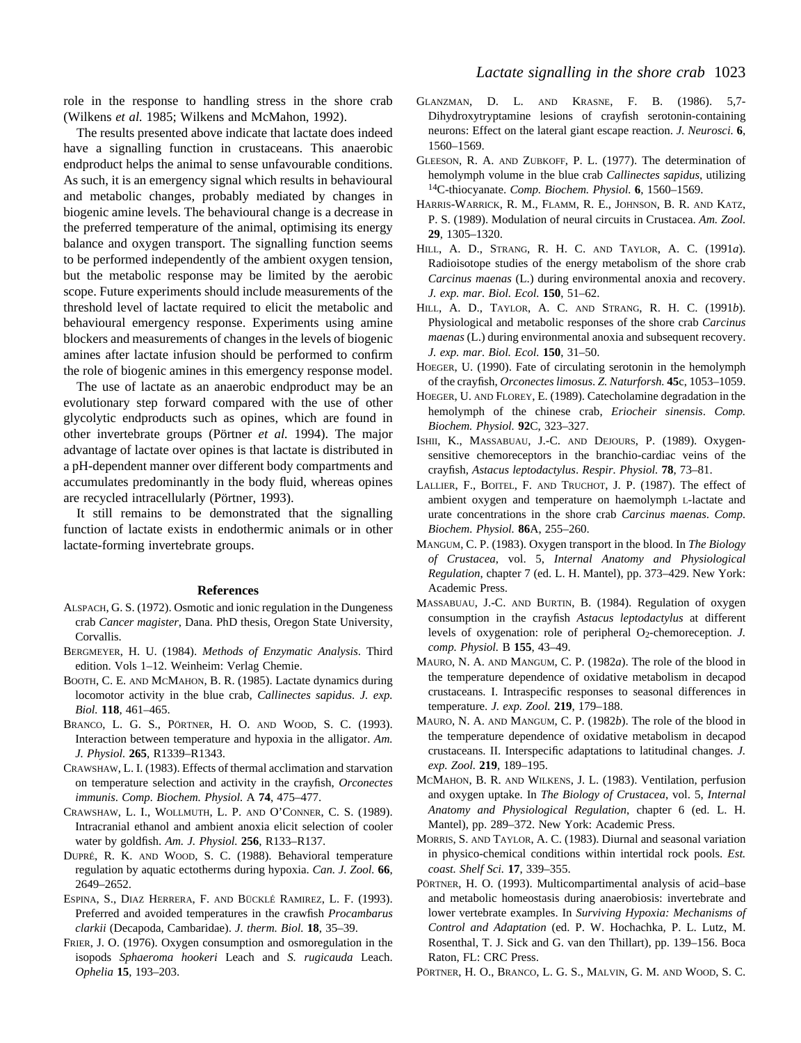role in the response to handling stress in the shore crab (Wilkens *et al.* 1985; Wilkens and McMahon, 1992).

The results presented above indicate that lactate does indeed have a signalling function in crustaceans. This anaerobic endproduct helps the animal to sense unfavourable conditions. As such, it is an emergency signal which results in behavioural and metabolic changes, probably mediated by changes in biogenic amine levels. The behavioural change is a decrease in the preferred temperature of the animal, optimising its energy balance and oxygen transport. The signalling function seems to be performed independently of the ambient oxygen tension, but the metabolic response may be limited by the aerobic scope. Future experiments should include measurements of the threshold level of lactate required to elicit the metabolic and behavioural emergency response. Experiments using amine blockers and measurements of changes in the levels of biogenic amines after lactate infusion should be performed to confirm the role of biogenic amines in this emergency response model.

The use of lactate as an anaerobic endproduct may be an evolutionary step forward compared with the use of other glycolytic endproducts such as opines, which are found in other invertebrate groups (Pörtner *et al.* 1994). The major advantage of lactate over opines is that lactate is distributed in a pH-dependent manner over different body compartments and accumulates predominantly in the body fluid, whereas opines are recycled intracellularly (Pörtner, 1993).

It still remains to be demonstrated that the signalling function of lactate exists in endothermic animals or in other lactate-forming invertebrate groups.

## References

Alspach, G. S. (1972). Osmotic and ionic regulation in the Dungeness crab *Cancer magister*, Dana. PhD thesis, Oregon State University, Corvallis.

Bergmeyer, H. U. (1984). *Methods of Enzymatic Analysis*. Third edition. Vols 1–12. Weinheim: Verlag Chemie.

Booth, C. E. and McMahon, B. R. (1985). Lactate dynamics during locomotor activity in the blue crab, *Callinectes sapidus*. *J. exp. Biol.* **118**, 461–465.

Branco, L. G. S., Pörtner, H. O. and Wood, S. C. (1993). Interaction between temperature and hypoxia in the alligator. *Am. J. Physiol.* **265**, R1339–R1343.

Crawshaw, L. I. (1983). Effects of thermal acclimation and starvation on temperature selection and activity in the crayfish, *Orconectes immunis*. *Comp. Biochem. Physiol.* A **74**, 475–477.

Crawshaw, L. I., Wollmuth, L. P. and O'Conner, C. S. (1989). Intracranial ethanol and ambient anoxia elicit selection of cooler water by goldfish. *Am. J. Physiol.* **256**, R133–R137.

Dupré, R. K. and Wood, S. C. (1988). Behavioral temperature regulation by aquatic ectotherms during hypoxia. *Can. J. Zool.* **66**, 2649–2652.

Espina, S., Diaz Herrera, F. and Bücklé Ramirez, L. F. (1993). Preferred and avoided temperatures in the crawfish *Procambarus clarkii* (Decapoda, Cambaridae). *J. therm. Biol.* **18**, 35–39.

Frier, J. O. (1976). Oxygen consumption and osmoregulation in the isopods *Sphaeroma hookeri* Leach and *S. rugicauda* Leach. *Ophelia* **15**, 193–203.

Glanzman, D. L. and Krasne, F. B. (1986). 5,7-Dihydroxytryptamine lesions of crayfish serotonin-containing neurons: Effect on the lateral giant escape reaction. *J. Neurosci.* **6**, 1560–1569.

Gleeson, R. A. and Zubkoff, P. L. (1977). The determination of hemolymph volume in the blue crab *Callinectes sapidus*, utilizing $^{14}$C-thiocyanate. *Comp. Biochem. Physiol.* **6**, 1560–1569.

Harris-Warrick, R. M., Flamm, R. E., Johnson, B. R. and Katz, P. S. (1989). Modulation of neural circuits in Crustacea. *Am. Zool.* **29**, 1305–1320.

Hill, A. D., Strang, R. H. C. and Taylor, A. C. (1991*a*). Radioisotope studies of the energy metabolism of the shore crab *Carcinus maenas* (L.) during environmental anoxia and recovery. *J. exp. mar. Biol. Ecol.* **150**, 51–62.

Hill, A. D., Taylor, A. C. and Strang, R. H. C. (1991*b*). Physiological and metabolic responses of the shore crab *Carcinus maenas* (L.) during environmental anoxia and subsequent recovery. *J. exp. mar. Biol. Ecol.* **150**, 31–50.

Hoeger, U. (1990). Fate of circulating serotonin in the hemolymph of the crayfish, *Orconectes limosus*. *Z. Naturforsh.* **45**c, 1053–1059.

Hoeger, U. and Florey, E. (1989). Catecholamine degradation in the hemolymph of the chinese crab, *Eriocheir sinensis*. *Comp. Biochem. Physiol.* **92**C, 323–327.

Ishii, K., Massabuau, J.-C. and Dejours, P. (1989). Oxygen-sensitive chemoreceptors in the branchio-cardiac veins of the crayfish, *Astacus leptodactylus*. *Respir. Physiol.* **78**, 73–81.

Lallier, F., Boitel, F. and Truchot, J. P. (1987). The effect of ambient oxygen and temperature on haemolymph L-lactate and urate concentrations in the shore crab *Carcinus maenas*. *Comp. Biochem. Physiol.* **86**A, 255–260.

Mangum, C. P. (1983). Oxygen transport in the blood. In *The Biology of Crustacea*, vol. 5, *Internal Anatomy and Physiological Regulation*, chapter 7 (ed. L. H. Mantel), pp. 373–429. New York: Academic Press.

Massabuau, J.-C. and Burtin, B. (1984). Regulation of oxygen consumption in the crayfish *Astacus leptodactylus* at different levels of oxygenation: role of peripheral $O_2$-chemoreception. *J. comp. Physiol.* B **155**, 43–49.

Mauro, N. A. and Mangum, C. P. (1982*a*). The role of the blood in the temperature dependence of oxidative metabolism in decapod crustaceans. I. Intraspecific responses to seasonal differences in temperature. *J. exp. Zool.* **219**, 179–188.

Mauro, N. A. and Mangum, C. P. (1982*b*). The role of the blood in the temperature dependence of oxidative metabolism in decapod crustaceans. II. Interspecific adaptations to latitudinal changes. *J. exp. Zool.* **219**, 189–195.

McMahon, B. R. and Wilkens, J. L. (1983). Ventilation, perfusion and oxygen uptake. In *The Biology of Crustacea*, vol. 5, *Internal Anatomy and Physiological Regulation*, chapter 6 (ed. L. H. Mantel), pp. 289–372. New York: Academic Press.

Morris, S. and Taylor, A. C. (1983). Diurnal and seasonal variation in physico-chemical conditions within intertidal rock pools. *Est. coast. Shelf Sci.* **17**, 339–355.

Pörtner, H. O. (1993). Multicompartimental analysis of acid–base and metabolic homeostasis during anaerobiosis: invertebrate and lower vertebrate examples. In *Surviving Hypoxia: Mechanisms of Control and Adaptation* (ed. P. W. Hochachka, P. L. Lutz, M. Rosenthal, T. J. Sick and G. van den Thillart), pp. 139–156. Boca Raton, FL: CRC Press.

Pörtner, H. O., Branco, L. G. S., Malvin, G. M. and Wood, S. C.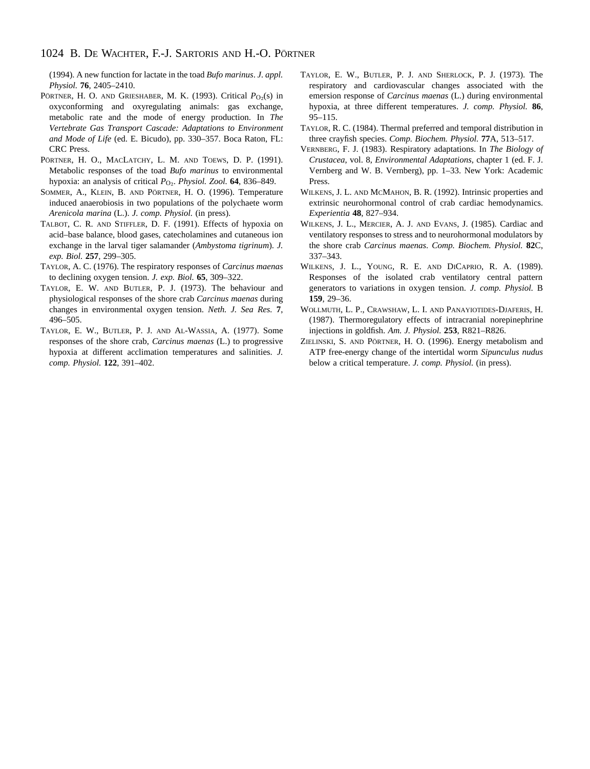(1994). A new function for lactate in the toad *Bufo marinus*. *J. appl. Physiol.* **76**, 2405–2410.

PÖRTNER, H. O. AND GRIESHABER, M. K. (1993). Critical $P_{O_2}$(s) in oxyconforming and oxyregulating animals: gas exchange, metabolic rate and the mode of energy production. In *The Vertebrate Gas Transport Cascade: Adaptations to Environment and Mode of Life* (ed. E. Bicudo), pp. 330–357. Boca Raton, FL: CRC Press.

PÖRTNER, H. O., MACLATCHY, L. M. AND TOEWS, D. P. (1991). Metabolic responses of the toad *Bufo marinus* to environmental hypoxia: an analysis of critical $P_{O_2}$. *Physiol. Zool.* **64**, 836–849.

SOMMER, A., KLEIN, B. AND PÖRTNER, H. O. (1996). Temperature induced anaerobiosis in two populations of the polychaete worm *Arenicola marina* (L.). *J. comp. Physiol.* (in press).

TALBOT, C. R. AND STIFFLER, D. F. (1991). Effects of hypoxia on acid–base balance, blood gases, catecholamines and cutaneous ion exchange in the larval tiger salamander (*Ambystoma tigrinum*). *J. exp. Biol.* **257**, 299–305.

TAYLOR, A. C. (1976). The respiratory responses of *Carcinus maenas* to declining oxygen tension. *J. exp. Biol.* **65**, 309–322.

TAYLOR, E. W. AND BUTLER, P. J. (1973). The behaviour and physiological responses of the shore crab *Carcinus maenas* during changes in environmental oxygen tension. *Neth. J. Sea Res.* **7**, 496–505.

TAYLOR, E. W., BUTLER, P. J. AND AL-WASSIA, A. (1977). Some responses of the shore crab, *Carcinus maenas* (L.) to progressive hypoxia at different acclimation temperatures and salinities. *J. comp. Physiol.* **122**, 391–402.

TAYLOR, E. W., BUTLER, P. J. AND SHERLOCK, P. J. (1973). The respiratory and cardiovascular changes associated with the emersion response of *Carcinus maenas* (L.) during environmental hypoxia, at three different temperatures. *J. comp. Physiol.* **86**, 95–115.

TAYLOR, R. C. (1984). Thermal preferred and temporal distribution in three crayfish species. *Comp. Biochem. Physiol.* **77**A, 513–517.

VERNBERG, F. J. (1983). Respiratory adaptations. In *The Biology of Crustacea*, vol. 8, *Environmental Adaptations*, chapter 1 (ed. F. J. Vernberg and W. B. Vernberg), pp. 1–33. New York: Academic Press.

WILKENS, J. L. AND MCMAHON, B. R. (1992). Intrinsic properties and extrinsic neurohormonal control of crab cardiac hemodynamics. *Experientia* **48**, 827–934.

WILKENS, J. L., MERCIER, A. J. AND EVANS, J. (1985). Cardiac and ventilatory responses to stress and to neurohormonal modulators by the shore crab *Carcinus maenas*. *Comp. Biochem. Physiol.* **82**C, 337–343.

WILKENS, J. L., YOUNG, R. E. AND DICAPRIO, R. A. (1989). Responses of the isolated crab ventilatory central pattern generators to variations in oxygen tension. *J. comp. Physiol.* B **159**, 29–36.

WOLLMUTH, L. P., CRAWSHAW, L. I. AND PANAYIOTIDES-DJAFERIS, H. (1987). Thermoregulatory effects of intracranial norepinephrine injections in goldfish. *Am. J. Physiol.* **253**, R821–R826.

ZIELINSKI, S. AND PÖRTNER, H. O. (1996). Energy metabolism and ATP free-energy change of the intertidal worm *Sipunculus nudus* below a critical temperature. *J. comp. Physiol.* (in press).